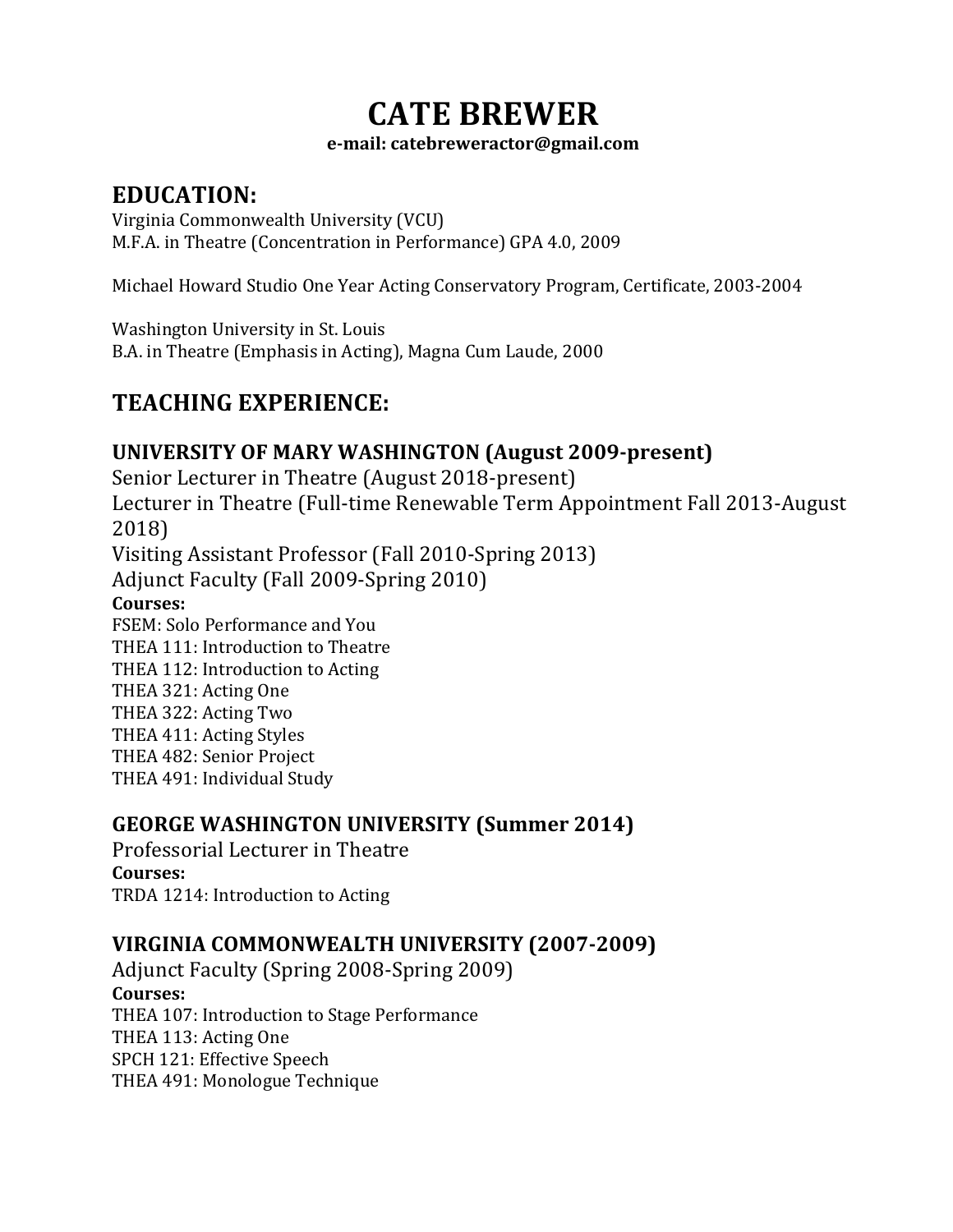# CATE BREWER

**e-mail: catebreweractor@gmail.com**

## EDUCATION:

Virginia Commonwealth University (VCU)
M.F.A. in Theatre (Concentration in Performance) GPA 4.0, 2009

Michael Howard Studio One Year Acting Conservatory Program, Certificate, 2003-2004

Washington University in St. Louis
B.A. in Theatre (Emphasis in Acting), Magna Cum Laude, 2000

## TEACHING EXPERIENCE:

### UNIVERSITY OF MARY WASHINGTON (August 2009-present)

Senior Lecturer in Theatre (August 2018-present)
Lecturer in Theatre (Full-time Renewable Term Appointment Fall 2013-August 2018)
Visiting Assistant Professor (Fall 2010-Spring 2013)
Adjunct Faculty (Fall 2009-Spring 2010)

**Courses:**
FSEM: Solo Performance and You
THEA 111: Introduction to Theatre
THEA 112: Introduction to Acting
THEA 321: Acting One
THEA 322: Acting Two
THEA 411: Acting Styles
THEA 482: Senior Project
THEA 491: Individual Study

### GEORGE WASHINGTON UNIVERSITY (Summer 2014)

Professorial Lecturer in Theatre

**Courses:**
TRDA 1214: Introduction to Acting

### VIRGINIA COMMONWEALTH UNIVERSITY (2007-2009)

Adjunct Faculty (Spring 2008-Spring 2009)

**Courses:**
THEA 107: Introduction to Stage Performance
THEA 113: Acting One
SPCH 121: Effective Speech
THEA 491: Monologue Technique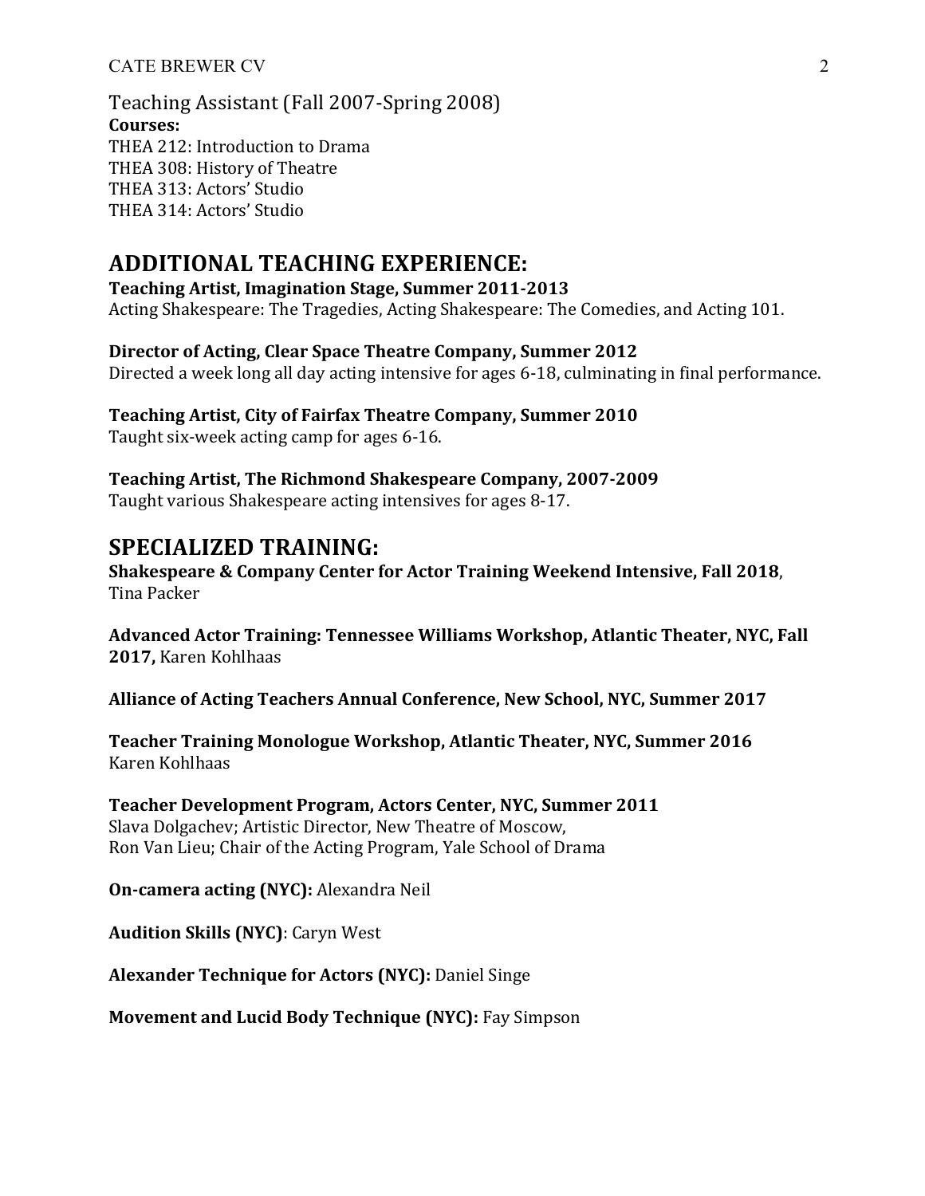Teaching Assistant (Fall 2007-Spring 2008)

**Courses:**

THEA 212: Introduction to Drama
THEA 308: History of Theatre
THEA 313: Actors' Studio
THEA 314: Actors' Studio

## ADDITIONAL TEACHING EXPERIENCE:

**Teaching Artist, Imagination Stage, Summer 2011-2013**
Acting Shakespeare: The Tragedies, Acting Shakespeare: The Comedies, and Acting 101.

**Director of Acting, Clear Space Theatre Company, Summer 2012**
Directed a week long all day acting intensive for ages 6-18, culminating in final performance.

**Teaching Artist, City of Fairfax Theatre Company, Summer 2010**
Taught six-week acting camp for ages 6-16.

**Teaching Artist, The Richmond Shakespeare Company, 2007-2009**
Taught various Shakespeare acting intensives for ages 8-17.

## SPECIALIZED TRAINING:

**Shakespeare & Company Center for Actor Training Weekend Intensive, Fall 2018**, Tina Packer

**Advanced Actor Training: Tennessee Williams Workshop, Atlantic Theater, NYC, Fall 2017,** Karen Kohlhaas

**Alliance of Acting Teachers Annual Conference, New School, NYC, Summer 2017**

**Teacher Training Monologue Workshop, Atlantic Theater, NYC, Summer 2016**
Karen Kohlhaas

**Teacher Development Program, Actors Center, NYC, Summer 2011**
Slava Dolgachev; Artistic Director, New Theatre of Moscow,
Ron Van Lieu; Chair of the Acting Program, Yale School of Drama

**On-camera acting (NYC):** Alexandra Neil

**Audition Skills (NYC)**: Caryn West

**Alexander Technique for Actors (NYC):** Daniel Singe

**Movement and Lucid Body Technique (NYC):** Fay Simpson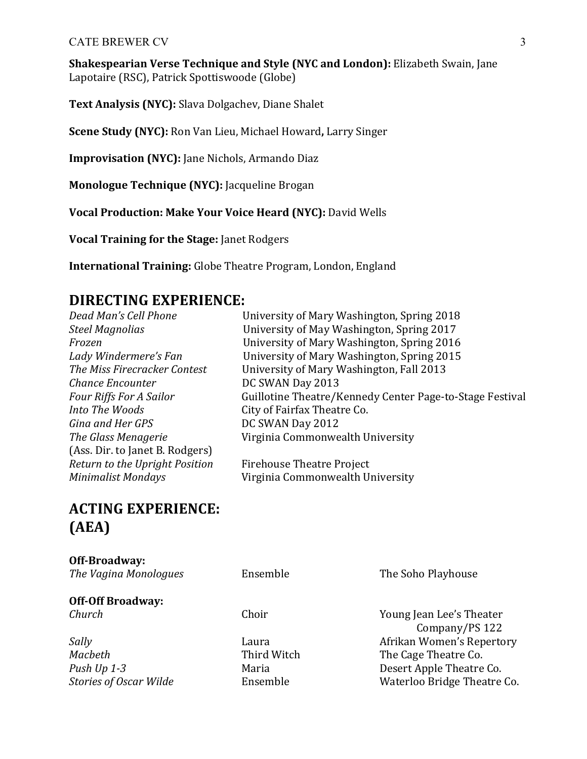**Shakespearian Verse Technique and Style (NYC and London):** Elizabeth Swain, Jane Lapotaire (RSC), Patrick Spottiswoode (Globe)

**Text Analysis (NYC):** Slava Dolgachev, Diane Shalet

**Scene Study (NYC):** Ron Van Lieu, Michael Howard**,** Larry Singer

**Improvisation (NYC):** Jane Nichols, Armando Diaz

**Monologue Technique (NYC):** Jacqueline Brogan

**Vocal Production: Make Your Voice Heard (NYC):** David Wells

**Vocal Training for the Stage:** Janet Rodgers

**International Training:** Globe Theatre Program, London, England

## DIRECTING EXPERIENCE:

| | |
|---|---|
| *Dead Man's Cell Phone* | University of Mary Washington, Spring 2018 |
| *Steel Magnolias* | University of May Washington, Spring 2017 |
| *Frozen* | University of Mary Washington, Spring 2016 |
| *Lady Windermere's Fan* | University of Mary Washington, Spring 2015 |
| *The Miss Firecracker Contest* | University of Mary Washington, Fall 2013 |
| *Chance Encounter* | DC SWAN Day 2013 |
| *Four Riffs For A Sailor* | Guillotine Theatre/Kennedy Center Page-to-Stage Festival |
| *Into The Woods* | City of Fairfax Theatre Co. |
| *Gina and Her GPS* | DC SWAN Day 2012 |
| *The Glass Menagerie* (Ass. Dir. to Janet B. Rodgers) | Virginia Commonwealth University |
| *Return to the Upright Position* | Firehouse Theatre Project |
| *Minimalist Mondays* | Virginia Commonwealth University |

## ACTING EXPERIENCE: (AEA)

**Off-Broadway:**

| | | |
|---|---|---|
| *The Vagina Monologues* | Ensemble | The Soho Playhouse |

**Off-Off Broadway:**

| | | |
|---|---|---|
| *Church* | Choir | Young Jean Lee's Theater Company/PS 122 |
| *Sally* | Laura | Afrikan Women's Repertory |
| *Macbeth* | Third Witch | The Cage Theatre Co. |
| *Push Up 1-3* | Maria | Desert Apple Theatre Co. |
| *Stories of Oscar Wilde* | Ensemble | Waterloo Bridge Theatre Co. |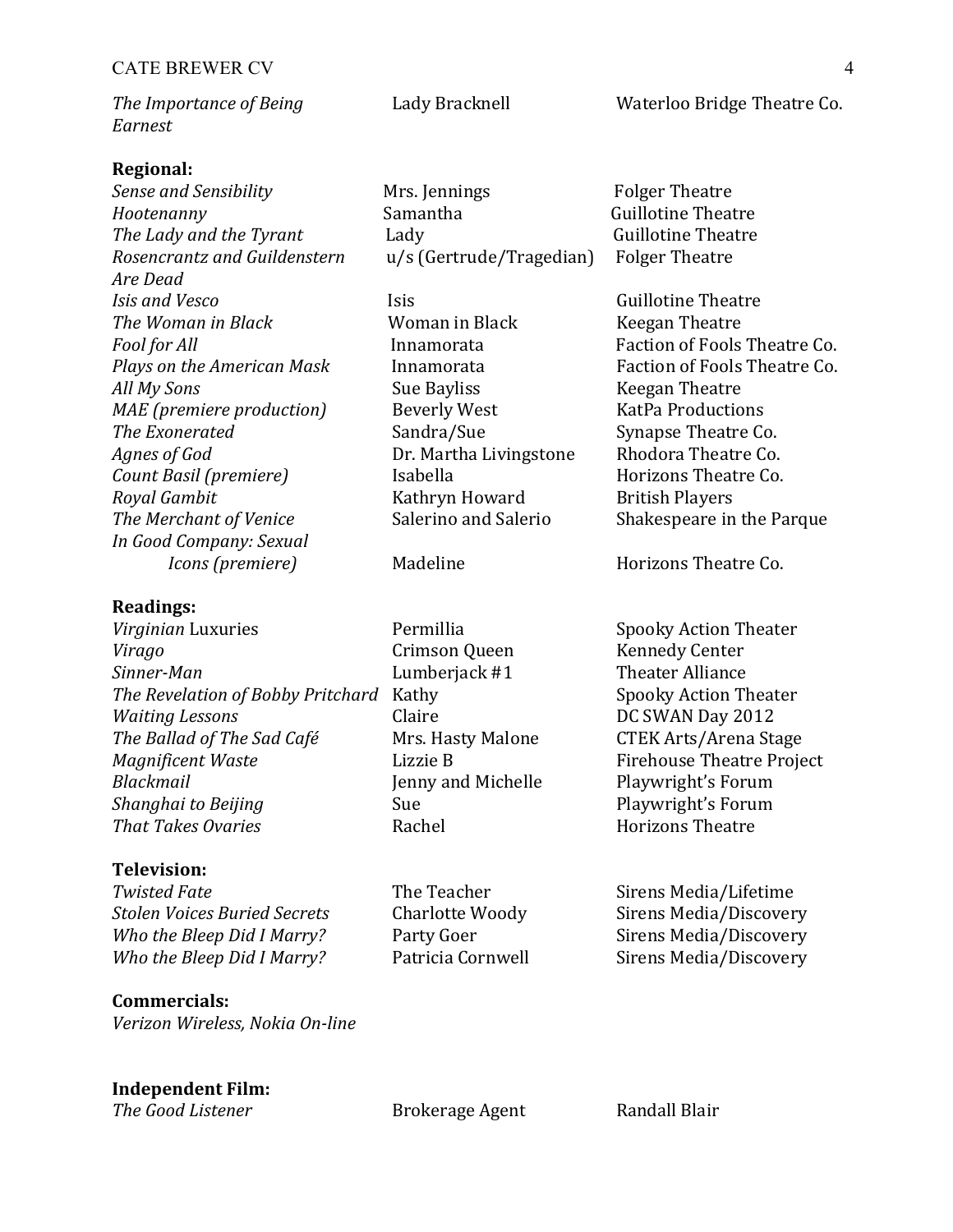| | | |
|---|---|---|
| *The Importance of Being Earnest* | Lady Bracknell | Waterloo Bridge Theatre Co. |

**Regional:**

| | | |
|---|---|---|
| *Sense and Sensibility* | Mrs. Jennings | Folger Theatre |
| *Hootenanny* | Samantha | Guillotine Theatre |
| *The Lady and the Tyrant* | Lady | Guillotine Theatre |
| *Rosencrantz and Guildenstern Are Dead* | u/s (Gertrude/Tragedian) | Folger Theatre |
| *Isis and Vesco* | Isis | Guillotine Theatre |
| *The Woman in Black* | Woman in Black | Keegan Theatre |
| *Fool for All* | Innamorata | Faction of Fools Theatre Co. |
| *Plays on the American Mask* | Innamorata | Faction of Fools Theatre Co. |
| *All My Sons* | Sue Bayliss | Keegan Theatre |
| *MAE (premiere production)* | Beverly West | KatPa Productions |
| *The Exonerated* | Sandra/Sue | Synapse Theatre Co. |
| *Agnes of God* | Dr. Martha Livingstone | Rhodora Theatre Co. |
| *Count Basil (premiere)* | Isabella | Horizons Theatre Co. |
| *Royal Gambit* | Kathryn Howard | British Players |
| *The Merchant of Venice* | Salerino and Salerio | Shakespeare in the Parque |
| *In Good Company: Sexual Icons (premiere)* | Madeline | Horizons Theatre Co. |

**Readings:**

| | | |
|---|---|---|
| *Virginian* Luxuries | Permillia | Spooky Action Theater |
| *Virago* | Crimson Queen | Kennedy Center |
| *Sinner-Man* | Lumberjack #1 | Theater Alliance |
| *The Revelation of Bobby Pritchard* | Kathy | Spooky Action Theater |
| *Waiting Lessons* | Claire | DC SWAN Day 2012 |
| *The Ballad of The Sad Café* | Mrs. Hasty Malone | CTEK Arts/Arena Stage |
| *Magnificent Waste* | Lizzie B | Firehouse Theatre Project |
| *Blackmail* | Jenny and Michelle | Playwright's Forum |
| *Shanghai to Beijing* | Sue | Playwright's Forum |
| *That Takes Ovaries* | Rachel | Horizons Theatre |

**Television:**

| | | |
|---|---|---|
| *Twisted Fate* | The Teacher | Sirens Media/Lifetime |
| *Stolen Voices Buried Secrets* | Charlotte Woody | Sirens Media/Discovery |
| *Who the Bleep Did I Marry?* | Party Goer | Sirens Media/Discovery |
| *Who the Bleep Did I Marry?* | Patricia Cornwell | Sirens Media/Discovery |

**Commercials:**

*Verizon Wireless, Nokia On-line*

**Independent Film:**

| | | |
|---|---|---|
| *The Good Listener* | Brokerage Agent | Randall Blair |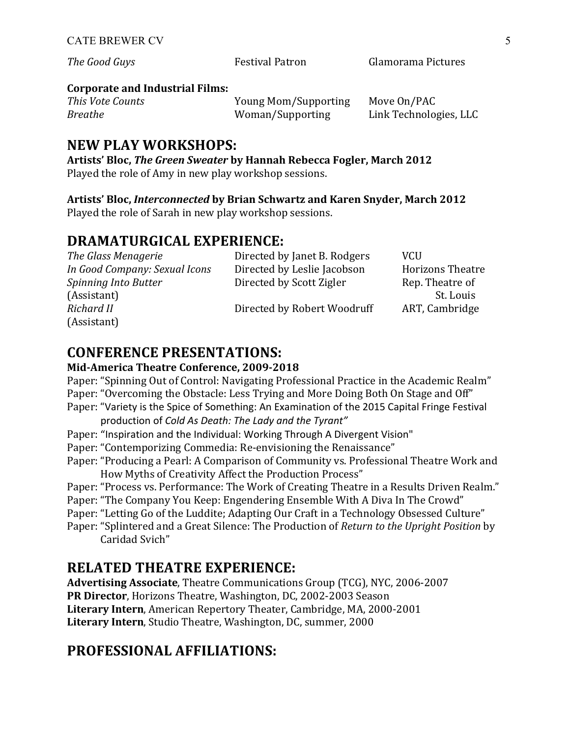| | | |
|---|---|---|
| *The Good Guys* | Festival Patron | Glamorama Pictures |

**Corporate and Industrial Films:**

| | | |
|---|---|---|
| *This Vote Counts* | Young Mom/Supporting | Move On/PAC |
| *Breathe* | Woman/Supporting | Link Technologies, LLC |

## NEW PLAY WORKSHOPS:

**Artists' Bloc, *The Green Sweater* by Hannah Rebecca Fogler, March 2012**
Played the role of Amy in new play workshop sessions.

**Artists' Bloc, *Interconnected* by Brian Schwartz and Karen Snyder, March 2012**
Played the role of Sarah in new play workshop sessions.

## DRAMATURGICAL EXPERIENCE:

| | | |
|---|---|---|
| *The Glass Menagerie* | Directed by Janet B. Rodgers | VCU |
| *In Good Company: Sexual Icons* | Directed by Leslie Jacobson | Horizons Theatre |
| *Spinning Into Butter* (Assistant) | Directed by Scott Zigler | Rep. Theatre of St. Louis |
| *Richard II* (Assistant) | Directed by Robert Woodruff | ART, Cambridge |

## CONFERENCE PRESENTATIONS:

**Mid-America Theatre Conference, 2009-2018**

Paper: "Spinning Out of Control: Navigating Professional Practice in the Academic Realm"
Paper: "Overcoming the Obstacle: Less Trying and More Doing Both On Stage and Off"
Paper: "Variety is the Spice of Something: An Examination of the 2015 Capital Fringe Festival production of *Cold As Death: The Lady and the Tyrant"*
Paper: "Inspiration and the Individual: Working Through A Divergent Vision"
Paper: "Contemporizing Commedia: Re-envisioning the Renaissance"
Paper: "Producing a Pearl: A Comparison of Community vs. Professional Theatre Work and How Myths of Creativity Affect the Production Process"
Paper: "Process vs. Performance: The Work of Creating Theatre in a Results Driven Realm."
Paper: "The Company You Keep: Engendering Ensemble With A Diva In The Crowd"
Paper: "Letting Go of the Luddite; Adapting Our Craft in a Technology Obsessed Culture"
Paper: "Splintered and a Great Silence: The Production of *Return to the Upright Position* by Caridad Svich"

## RELATED THEATRE EXPERIENCE:

**Advertising Associate**, Theatre Communications Group (TCG), NYC, 2006-2007
**PR Director**, Horizons Theatre, Washington, DC, 2002-2003 Season
**Literary Intern**, American Repertory Theater, Cambridge, MA, 2000-2001
**Literary Intern**, Studio Theatre, Washington, DC, summer, 2000

## PROFESSIONAL AFFILIATIONS: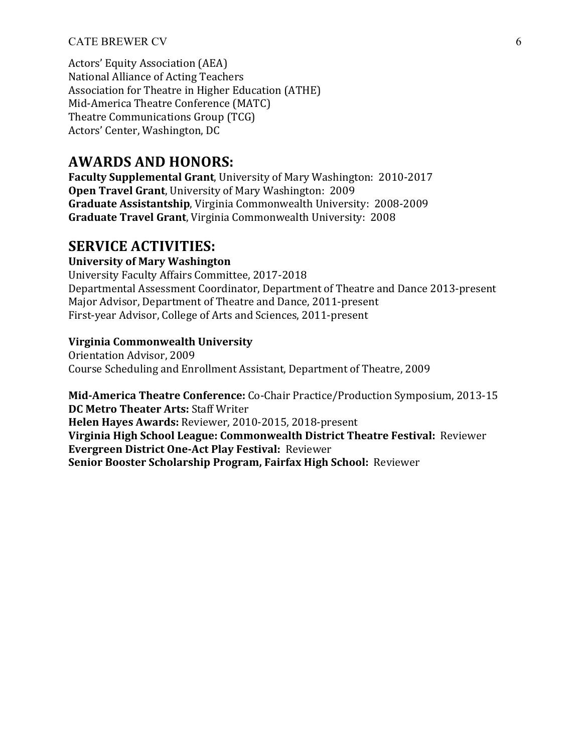Actors' Equity Association (AEA)
National Alliance of Acting Teachers
Association for Theatre in Higher Education (ATHE)
Mid-America Theatre Conference (MATC)
Theatre Communications Group (TCG)
Actors' Center, Washington, DC

## AWARDS AND HONORS:

**Faculty Supplemental Grant**, University of Mary Washington: 2010-2017
**Open Travel Grant**, University of Mary Washington: 2009
**Graduate Assistantship**, Virginia Commonwealth University: 2008-2009
**Graduate Travel Grant**, Virginia Commonwealth University: 2008

## SERVICE ACTIVITIES:

**University of Mary Washington**
University Faculty Affairs Committee, 2017-2018
Departmental Assessment Coordinator, Department of Theatre and Dance 2013-present
Major Advisor, Department of Theatre and Dance, 2011-present
First-year Advisor, College of Arts and Sciences, 2011-present

**Virginia Commonwealth University**
Orientation Advisor, 2009
Course Scheduling and Enrollment Assistant, Department of Theatre, 2009

**Mid-America Theatre Conference:** Co-Chair Practice/Production Symposium, 2013-15
**DC Metro Theater Arts:** Staff Writer
**Helen Hayes Awards:** Reviewer, 2010-2015, 2018-present
**Virginia High School League: Commonwealth District Theatre Festival:** Reviewer
**Evergreen District One-Act Play Festival:** Reviewer
**Senior Booster Scholarship Program, Fairfax High School:** Reviewer